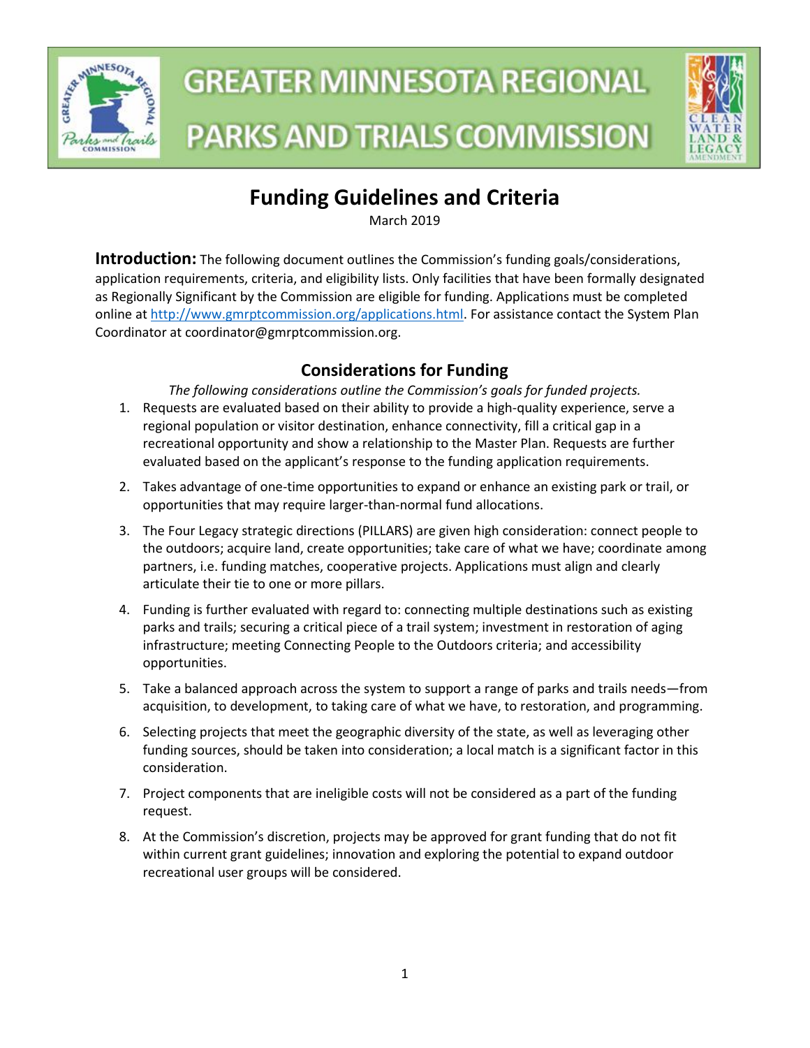# GREATER MINNESOTA REGIONAL PARKS AND TRIALS COMMISSION

## Funding Guidelines and Criteria

March 2019

**Introduction:** The following document outlines the Commission's funding goals/considerations, application requirements, criteria, and eligibility lists. Only facilities that have been formally designated as Regionally Significant by the Commission are eligible for funding. Applications must be completed online at http://www.gmrptcommission.org/applications.html. For assistance contact the System Plan Coordinator at coordinator@gmrptcommission.org.

## Considerations for Funding

*The following considerations outline the Commission's goals for funded projects.*

1. Requests are evaluated based on their ability to provide a high-quality experience, serve a regional population or visitor destination, enhance connectivity, fill a critical gap in a recreational opportunity and show a relationship to the Master Plan. Requests are further evaluated based on the applicant's response to the funding application requirements.
2. Takes advantage of one-time opportunities to expand or enhance an existing park or trail, or opportunities that may require larger-than-normal fund allocations.
3. The Four Legacy strategic directions (PILLARS) are given high consideration: connect people to the outdoors; acquire land, create opportunities; take care of what we have; coordinate among partners, i.e. funding matches, cooperative projects. Applications must align and clearly articulate their tie to one or more pillars.
4. Funding is further evaluated with regard to: connecting multiple destinations such as existing parks and trails; securing a critical piece of a trail system; investment in restoration of aging infrastructure; meeting Connecting People to the Outdoors criteria; and accessibility opportunities.
5. Take a balanced approach across the system to support a range of parks and trails needs—from acquisition, to development, to taking care of what we have, to restoration, and programming.
6. Selecting projects that meet the geographic diversity of the state, as well as leveraging other funding sources, should be taken into consideration; a local match is a significant factor in this consideration.
7. Project components that are ineligible costs will not be considered as a part of the funding request.
8. At the Commission's discretion, projects may be approved for grant funding that do not fit within current grant guidelines; innovation and exploring the potential to expand outdoor recreational user groups will be considered.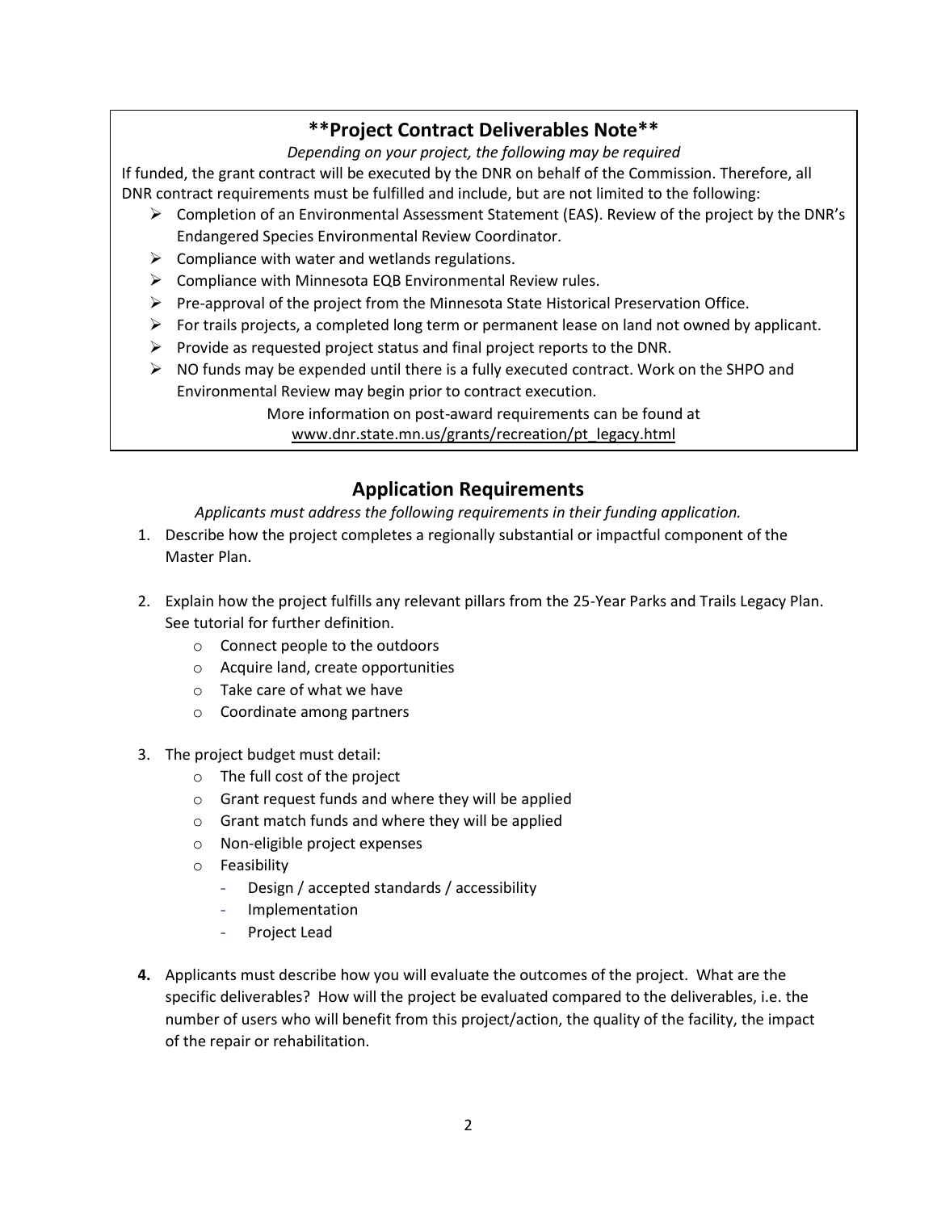## \*\*Project Contract Deliverables Note\*\*

*Depending on your project, the following may be required*

If funded, the grant contract will be executed by the DNR on behalf of the Commission. Therefore, all DNR contract requirements must be fulfilled and include, but are not limited to the following:

- Completion of an Environmental Assessment Statement (EAS). Review of the project by the DNR's Endangered Species Environmental Review Coordinator.
- Compliance with water and wetlands regulations.
- Compliance with Minnesota EQB Environmental Review rules.
- Pre-approval of the project from the Minnesota State Historical Preservation Office.
- For trails projects, a completed long term or permanent lease on land not owned by applicant.
- Provide as requested project status and final project reports to the DNR.
- NO funds may be expended until there is a fully executed contract. Work on the SHPO and Environmental Review may begin prior to contract execution.

More information on post-award requirements can be found at www.dnr.state.mn.us/grants/recreation/pt_legacy.html

## Application Requirements

*Applicants must address the following requirements in their funding application.*

1. Describe how the project completes a regionally substantial or impactful component of the Master Plan.

2. Explain how the project fulfills any relevant pillars from the 25-Year Parks and Trails Legacy Plan. See tutorial for further definition.
   - Connect people to the outdoors
   - Acquire land, create opportunities
   - Take care of what we have
   - Coordinate among partners

3. The project budget must detail:
   - The full cost of the project
   - Grant request funds and where they will be applied
   - Grant match funds and where they will be applied
   - Non-eligible project expenses
   - Feasibility
     - Design / accepted standards / accessibility
     - Implementation
     - Project Lead

4. Applicants must describe how you will evaluate the outcomes of the project. What are the specific deliverables? How will the project be evaluated compared to the deliverables, i.e. the number of users who will benefit from this project/action, the quality of the facility, the impact of the repair or rehabilitation.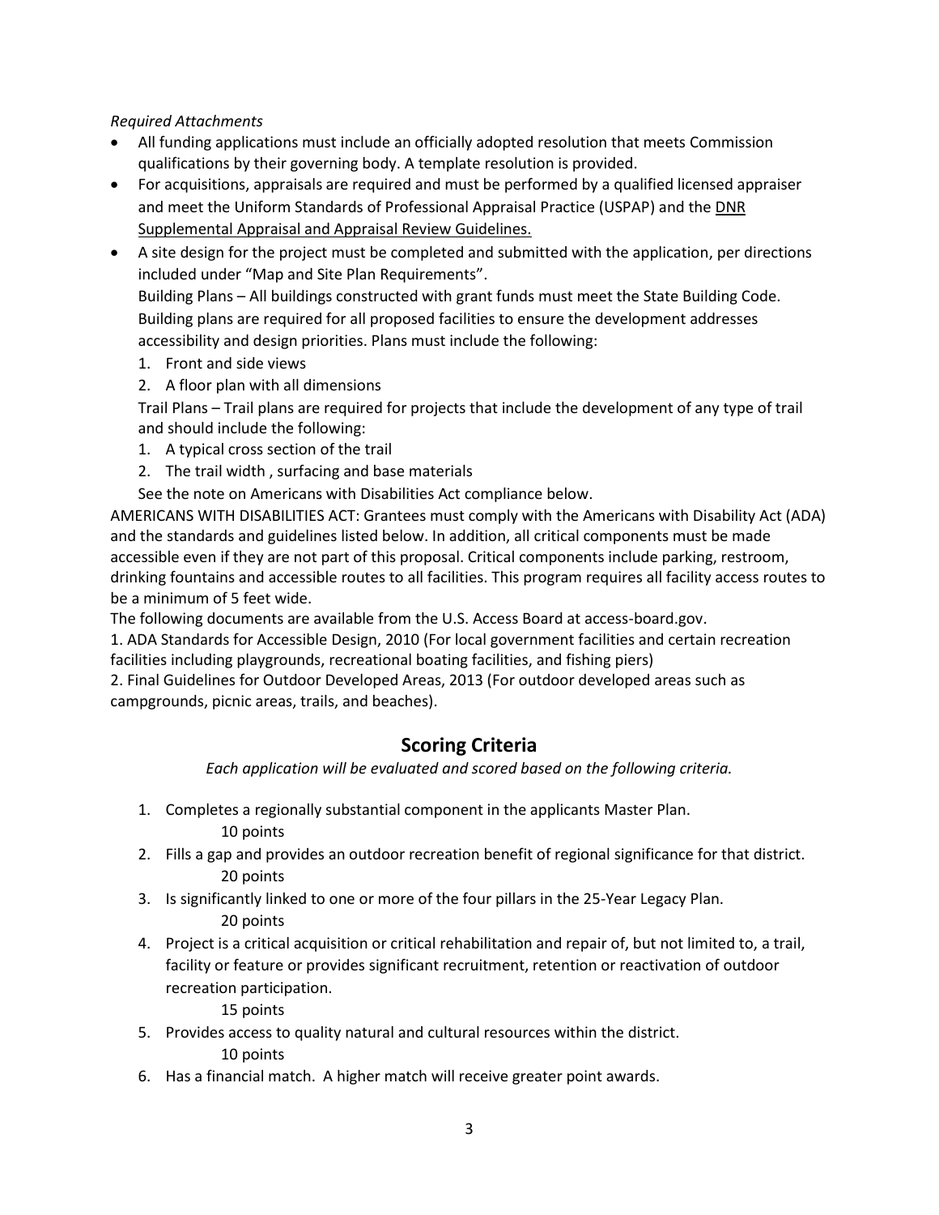*Required Attachments*

- All funding applications must include an officially adopted resolution that meets Commission qualifications by their governing body. A template resolution is provided.
- For acquisitions, appraisals are required and must be performed by a qualified licensed appraiser and meet the Uniform Standards of Professional Appraisal Practice (USPAP) and the DNR Supplemental Appraisal and Appraisal Review Guidelines.
- A site design for the project must be completed and submitted with the application, per directions included under "Map and Site Plan Requirements".

  Building Plans – All buildings constructed with grant funds must meet the State Building Code. Building plans are required for all proposed facilities to ensure the development addresses accessibility and design priorities. Plans must include the following:

  1. Front and side views
  2. A floor plan with all dimensions

  Trail Plans – Trail plans are required for projects that include the development of any type of trail and should include the following:

  1. A typical cross section of the trail
  2. The trail width , surfacing and base materials

  See the note on Americans with Disabilities Act compliance below.

AMERICANS WITH DISABILITIES ACT: Grantees must comply with the Americans with Disability Act (ADA) and the standards and guidelines listed below. In addition, all critical components must be made accessible even if they are not part of this proposal. Critical components include parking, restroom, drinking fountains and accessible routes to all facilities. This program requires all facility access routes to be a minimum of 5 feet wide.

The following documents are available from the U.S. Access Board at access-board.gov.

1. ADA Standards for Accessible Design, 2010 (For local government facilities and certain recreation facilities including playgrounds, recreational boating facilities, and fishing piers)
2. Final Guidelines for Outdoor Developed Areas, 2013 (For outdoor developed areas such as campgrounds, picnic areas, trails, and beaches).

## Scoring Criteria

*Each application will be evaluated and scored based on the following criteria.*

1. Completes a regionally substantial component in the applicants Master Plan.
   10 points
2. Fills a gap and provides an outdoor recreation benefit of regional significance for that district.
   20 points
3. Is significantly linked to one or more of the four pillars in the 25-Year Legacy Plan.
   20 points
4. Project is a critical acquisition or critical rehabilitation and repair of, but not limited to, a trail, facility or feature or provides significant recruitment, retention or reactivation of outdoor recreation participation.
   15 points
5. Provides access to quality natural and cultural resources within the district.
   10 points
6. Has a financial match. A higher match will receive greater point awards.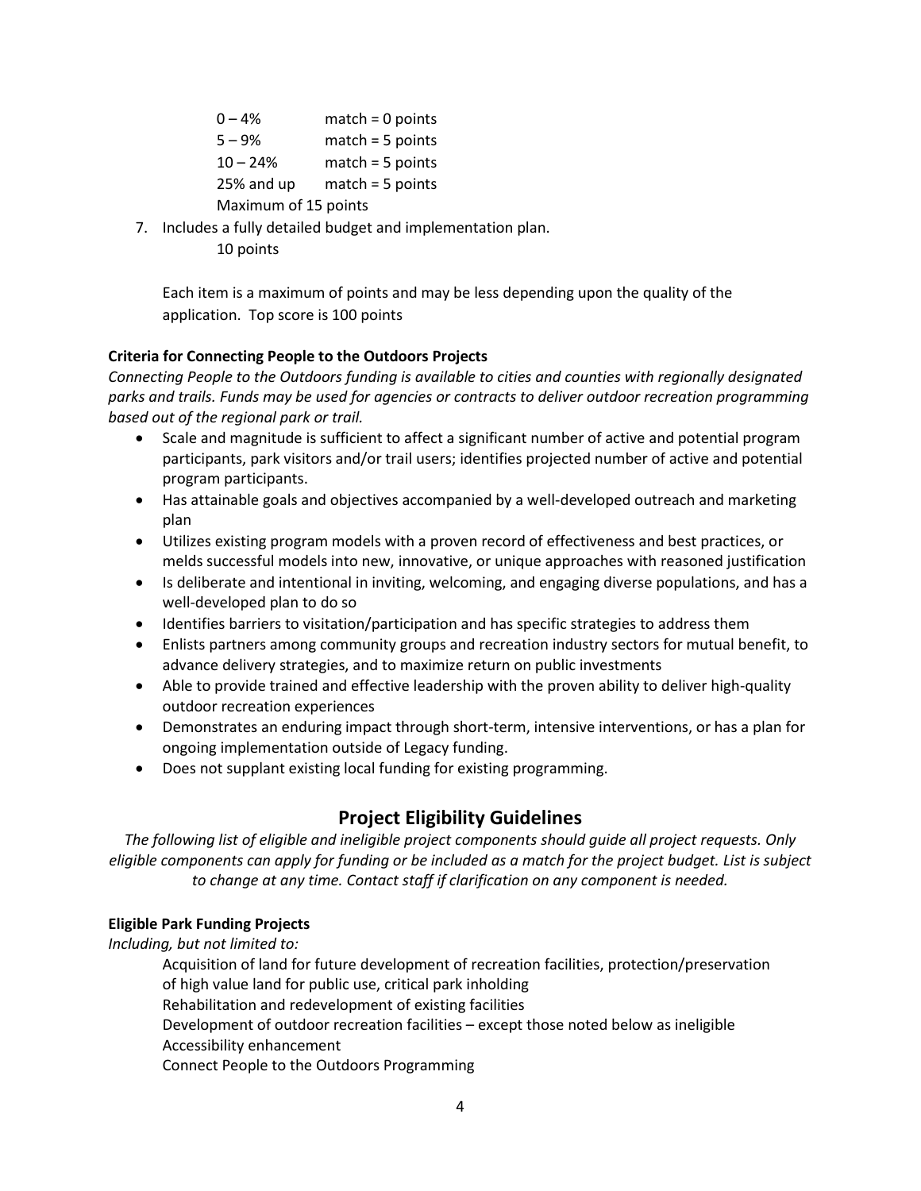| | |
|---|---|
| 0 – 4% | match = 0 points |
| 5 – 9% | match = 5 points |
| 10 – 24% | match = 5 points |
| 25% and up | match = 5 points |

Maximum of 15 points

7. Includes a fully detailed budget and implementation plan.
   10 points

   Each item is a maximum of points and may be less depending upon the quality of the application. Top score is 100 points

**Criteria for Connecting People to the Outdoors Projects**

*Connecting People to the Outdoors funding is available to cities and counties with regionally designated parks and trails. Funds may be used for agencies or contracts to deliver outdoor recreation programming based out of the regional park or trail.*

- Scale and magnitude is sufficient to affect a significant number of active and potential program participants, park visitors and/or trail users; identifies projected number of active and potential program participants.
- Has attainable goals and objectives accompanied by a well-developed outreach and marketing plan
- Utilizes existing program models with a proven record of effectiveness and best practices, or melds successful models into new, innovative, or unique approaches with reasoned justification
- Is deliberate and intentional in inviting, welcoming, and engaging diverse populations, and has a well-developed plan to do so
- Identifies barriers to visitation/participation and has specific strategies to address them
- Enlists partners among community groups and recreation industry sectors for mutual benefit, to advance delivery strategies, and to maximize return on public investments
- Able to provide trained and effective leadership with the proven ability to deliver high-quality outdoor recreation experiences
- Demonstrates an enduring impact through short-term, intensive interventions, or has a plan for ongoing implementation outside of Legacy funding.
- Does not supplant existing local funding for existing programming.

## Project Eligibility Guidelines

*The following list of eligible and ineligible project components should guide all project requests. Only eligible components can apply for funding or be included as a match for the project budget. List is subject to change at any time. Contact staff if clarification on any component is needed.*

**Eligible Park Funding Projects**

*Including, but not limited to:*

Acquisition of land for future development of recreation facilities, protection/preservation of high value land for public use, critical park inholding
Rehabilitation and redevelopment of existing facilities
Development of outdoor recreation facilities – except those noted below as ineligible
Accessibility enhancement
Connect People to the Outdoors Programming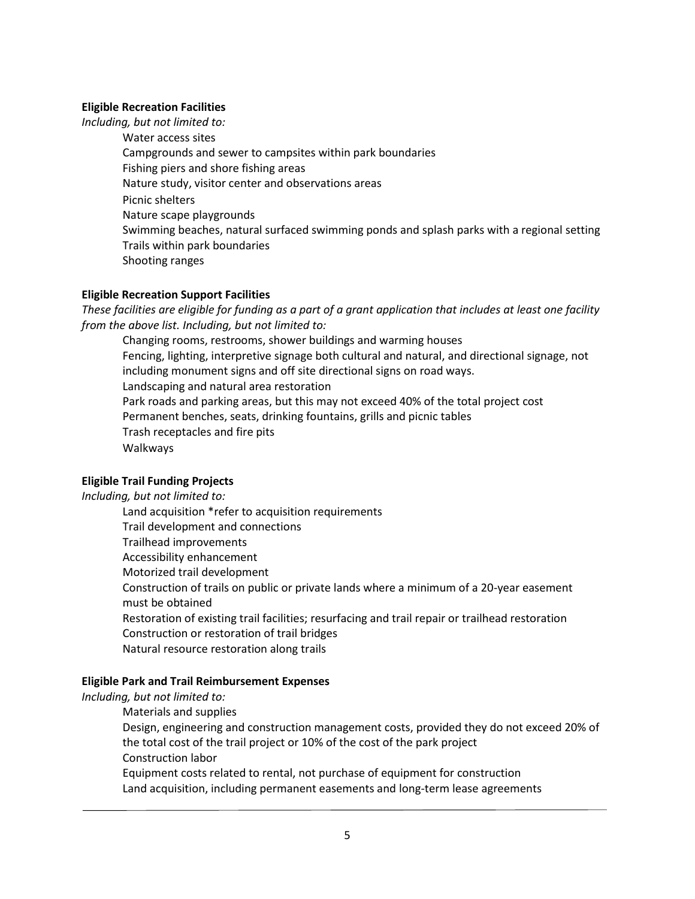**Eligible Recreation Facilities**

*Including, but not limited to:*

- Water access sites
- Campgrounds and sewer to campsites within park boundaries
- Fishing piers and shore fishing areas
- Nature study, visitor center and observations areas
- Picnic shelters
- Nature scape playgrounds
- Swimming beaches, natural surfaced swimming ponds and splash parks with a regional setting
- Trails within park boundaries
- Shooting ranges

**Eligible Recreation Support Facilities**

*These facilities are eligible for funding as a part of a grant application that includes at least one facility from the above list. Including, but not limited to:*

- Changing rooms, restrooms, shower buildings and warming houses
- Fencing, lighting, interpretive signage both cultural and natural, and directional signage, not including monument signs and off site directional signs on road ways.
- Landscaping and natural area restoration
- Park roads and parking areas, but this may not exceed 40% of the total project cost
- Permanent benches, seats, drinking fountains, grills and picnic tables
- Trash receptacles and fire pits
- Walkways

**Eligible Trail Funding Projects**

*Including, but not limited to:*

- Land acquisition *refer to acquisition requirements
- Trail development and connections
- Trailhead improvements
- Accessibility enhancement
- Motorized trail development
- Construction of trails on public or private lands where a minimum of a 20-year easement must be obtained
- Restoration of existing trail facilities; resurfacing and trail repair or trailhead restoration
- Construction or restoration of trail bridges
- Natural resource restoration along trails

**Eligible Park and Trail Reimbursement Expenses**

*Including, but not limited to:*

- Materials and supplies
- Design, engineering and construction management costs, provided they do not exceed 20% of the total cost of the trail project or 10% of the cost of the park project
- Construction labor
- Equipment costs related to rental, not purchase of equipment for construction
- Land acquisition, including permanent easements and long-term lease agreements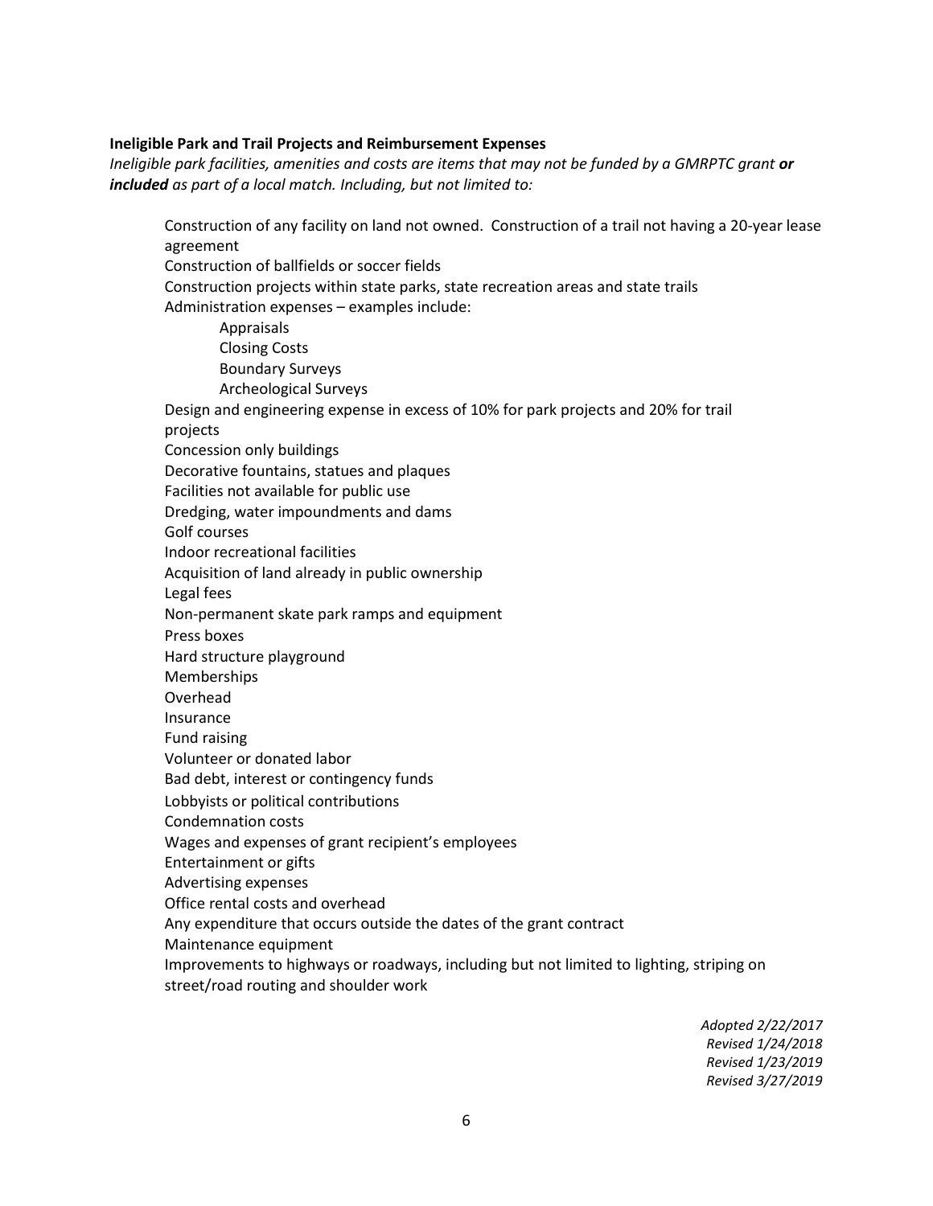**Ineligible Park and Trail Projects and Reimbursement Expenses**

*Ineligible park facilities, amenities and costs are items that may not be funded by a GMRPTC grant* ***or included*** *as part of a local match. Including, but not limited to:*

- Construction of any facility on land not owned. Construction of a trail not having a 20-year lease agreement
- Construction of ballfields or soccer fields
- Construction projects within state parks, state recreation areas and state trails
- Administration expenses – examples include:
  - Appraisals
  - Closing Costs
  - Boundary Surveys
  - Archeological Surveys
- Design and engineering expense in excess of 10% for park projects and 20% for trail projects
- Concession only buildings
- Decorative fountains, statues and plaques
- Facilities not available for public use
- Dredging, water impoundments and dams
- Golf courses
- Indoor recreational facilities
- Acquisition of land already in public ownership
- Legal fees
- Non-permanent skate park ramps and equipment
- Press boxes
- Hard structure playground
- Memberships
- Overhead
- Insurance
- Fund raising
- Volunteer or donated labor
- Bad debt, interest or contingency funds
- Lobbyists or political contributions
- Condemnation costs
- Wages and expenses of grant recipient's employees
- Entertainment or gifts
- Advertising expenses
- Office rental costs and overhead
- Any expenditure that occurs outside the dates of the grant contract
- Maintenance equipment
- Improvements to highways or roadways, including but not limited to lighting, striping on street/road routing and shoulder work

*Adopted 2/22/2017*
*Revised 1/24/2018*
*Revised 1/23/2019*
*Revised 3/27/2019*